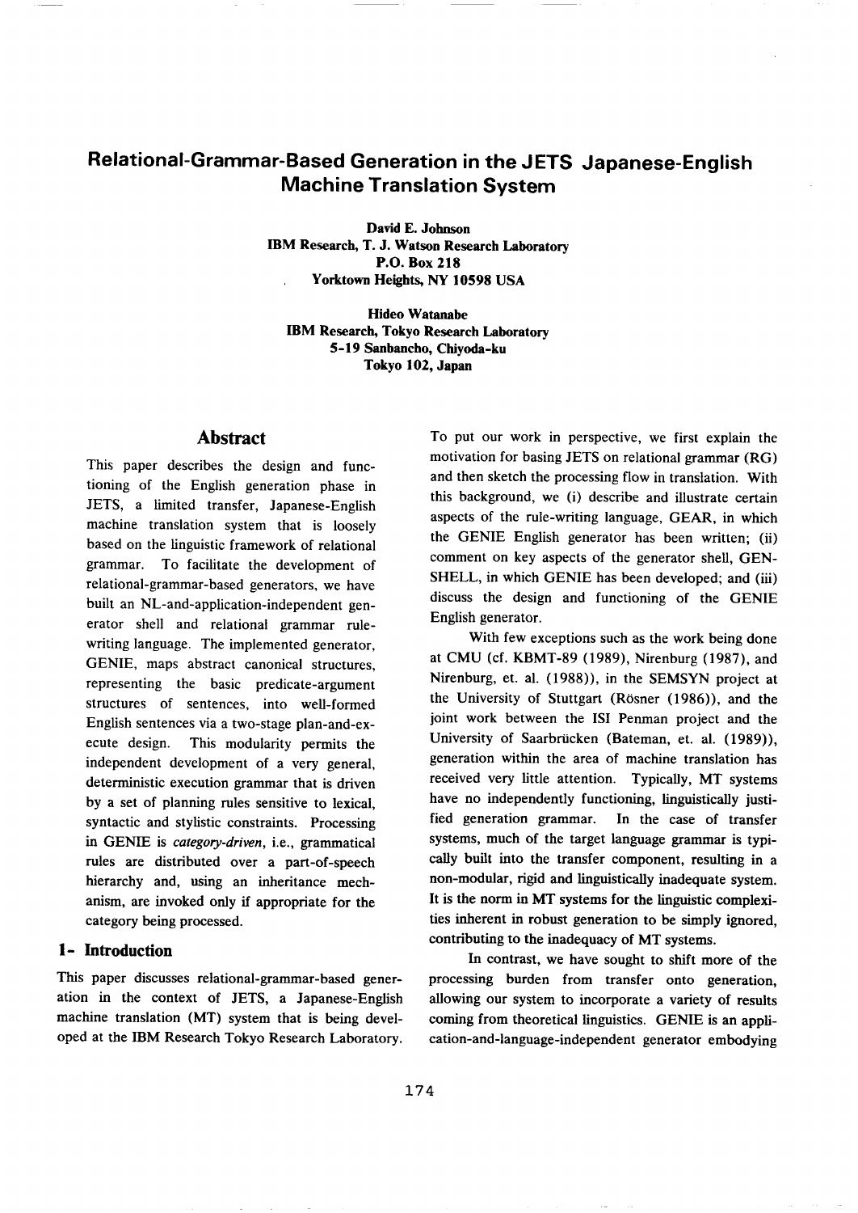# Relational-Grammar-Based Generation in the JETS Japanese-English Machine Translation System

**David E. Johnson**
**IBM Research, T. J. Watson Research Laboratory**
**P.O. Box 218**
**Yorktown Heights, NY 10598 USA**

**Hideo Watanabe**
**IBM Research, Tokyo Research Laboratory**
**5-19 Sanbancho, Chiyoda-ku**
**Tokyo 102, Japan**

## Abstract

This paper describes the design and functioning of the English generation phase in JETS, a limited transfer, Japanese-English machine translation system that is loosely based on the linguistic framework of relational grammar. To facilitate the development of relational-grammar-based generators, we have built an NL-and-application-independent generator shell and relational grammar rule-writing language. The implemented generator, GENIE, maps abstract canonical structures, representing the basic predicate-argument structures of sentences, into well-formed English sentences via a two-stage plan-and-execute design. This modularity permits the independent development of a very general, deterministic execution grammar that is driven by a set of planning rules sensitive to lexical, syntactic and stylistic constraints. Processing in GENIE is *category-driven*, i.e., grammatical rules are distributed over a part-of-speech hierarchy and, using an inheritance mechanism, are invoked only if appropriate for the category being processed.

## 1- Introduction

This paper discusses relational-grammar-based generation in the context of JETS, a Japanese-English machine translation (MT) system that is being developed at the IBM Research Tokyo Research Laboratory. To put our work in perspective, we first explain the motivation for basing JETS on relational grammar (RG) and then sketch the processing flow in translation. With this background, we (i) describe and illustrate certain aspects of the rule-writing language, GEAR, in which the GENIE English generator has been written; (ii) comment on key aspects of the generator shell, GENSHELL, in which GENIE has been developed; and (iii) discuss the design and functioning of the GENIE English generator.

With few exceptions such as the work being done at CMU (cf. KBMT-89 (1989), Nirenburg (1987), and Nirenburg, et. al. (1988)), in the SEMSYN project at the University of Stuttgart (Rösner (1986)), and the joint work between the ISI Penman project and the University of Saarbrücken (Bateman, et. al. (1989)), generation within the area of machine translation has received very little attention. Typically, MT systems have no independently functioning, linguistically justified generation grammar. In the case of transfer systems, much of the target language grammar is typically built into the transfer component, resulting in a non-modular, rigid and linguistically inadequate system. It is the norm in MT systems for the linguistic complexities inherent in robust generation to be simply ignored, contributing to the inadequacy of MT systems.

In contrast, we have sought to shift more of the processing burden from transfer onto generation, allowing our system to incorporate a variety of results coming from theoretical linguistics. GENIE is an application-and-language-independent generator embodying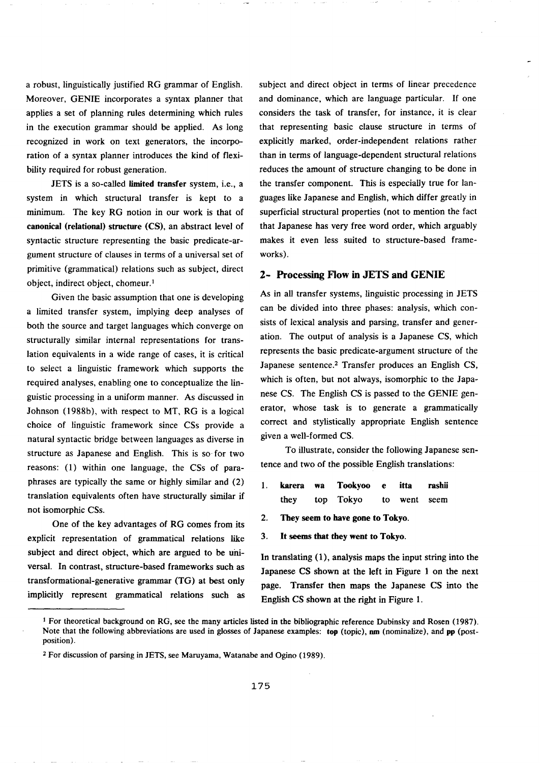a robust, linguistically justified RG grammar of English. Moreover, GENIE incorporates a syntax planner that applies a set of planning rules determining which rules in the execution grammar should be applied. As long recognized in work on text generators, the incorporation of a syntax planner introduces the kind of flexibility required for robust generation.

JETS is a so-called **limited transfer** system, i.e., a system in which structural transfer is kept to a minimum. The key RG notion in our work is that of **canonical (relational) structure (CS)**, an abstract level of syntactic structure representing the basic predicate-argument structure of clauses in terms of a universal set of primitive (grammatical) relations such as subject, direct object, indirect object, chomeur.[1]

Given the basic assumption that one is developing a limited transfer system, implying deep analyses of both the source and target languages which converge on structurally similar internal representations for translation equivalents in a wide range of cases, it is critical to select a linguistic framework which supports the required analyses, enabling one to conceptualize the linguistic processing in a uniform manner. As discussed in Johnson (1988b), with respect to MT, RG is a logical choice of linguistic framework since CSs provide a natural syntactic bridge between languages as diverse in structure as Japanese and English. This is so for two reasons: (1) within one language, the CSs of paraphrases are typically the same or highly similar and (2) translation equivalents often have structurally similar if not isomorphic CSs.

One of the key advantages of RG comes from its explicit representation of grammatical relations like subject and direct object, which are argued to be universal. In contrast, structure-based frameworks such as transformational-generative grammar (TG) at best only implicitly represent grammatical relations such as subject and direct object in terms of linear precedence and dominance, which are language particular. If one considers the task of transfer, for instance, it is clear that representing basic clause structure in terms of explicitly marked, order-independent relations rather than in terms of language-dependent structural relations reduces the amount of structure changing to be done in the transfer component. This is especially true for languages like Japanese and English, which differ greatly in superficial structural properties (not to mention the fact that Japanese has very free word order, which arguably makes it even less suited to structure-based frameworks).

## 2- Processing Flow in JETS and GENIE

As in all transfer systems, linguistic processing in JETS can be divided into three phases: analysis, which consists of lexical analysis and parsing, transfer and generation. The output of analysis is a Japanese CS, which represents the basic predicate-argument structure of the Japanese sentence.[2] Transfer produces an English CS, which is often, but not always, isomorphic to the Japanese CS. The English CS is passed to the GENIE generator, whose task is to generate a grammatically correct and stylistically appropriate English sentence given a well-formed CS.

To illustrate, consider the following Japanese sentence and two of the possible English translations:

1. **karera** **wa** **Tookyoo** **e** **itta** **rashii**
   they top Tokyo to went seem

2. **They seem to have gone to Tokyo.**

3. **It seems that they went to Tokyo.**

In translating (1), analysis maps the input string into the Japanese CS shown at the left in Figure 1 on the next page. Transfer then maps the Japanese CS into the English CS shown at the right in Figure 1.

---

[1] For theoretical background on RG, see the many articles listed in the bibliographic reference Dubinsky and Rosen (1987). Note that the following abbreviations are used in glosses of Japanese examples: **top** (topic), **nm** (nominalize), and **pp** (postposition).

[2] For discussion of parsing in JETS, see Maruyama, Watanabe and Ogino (1989).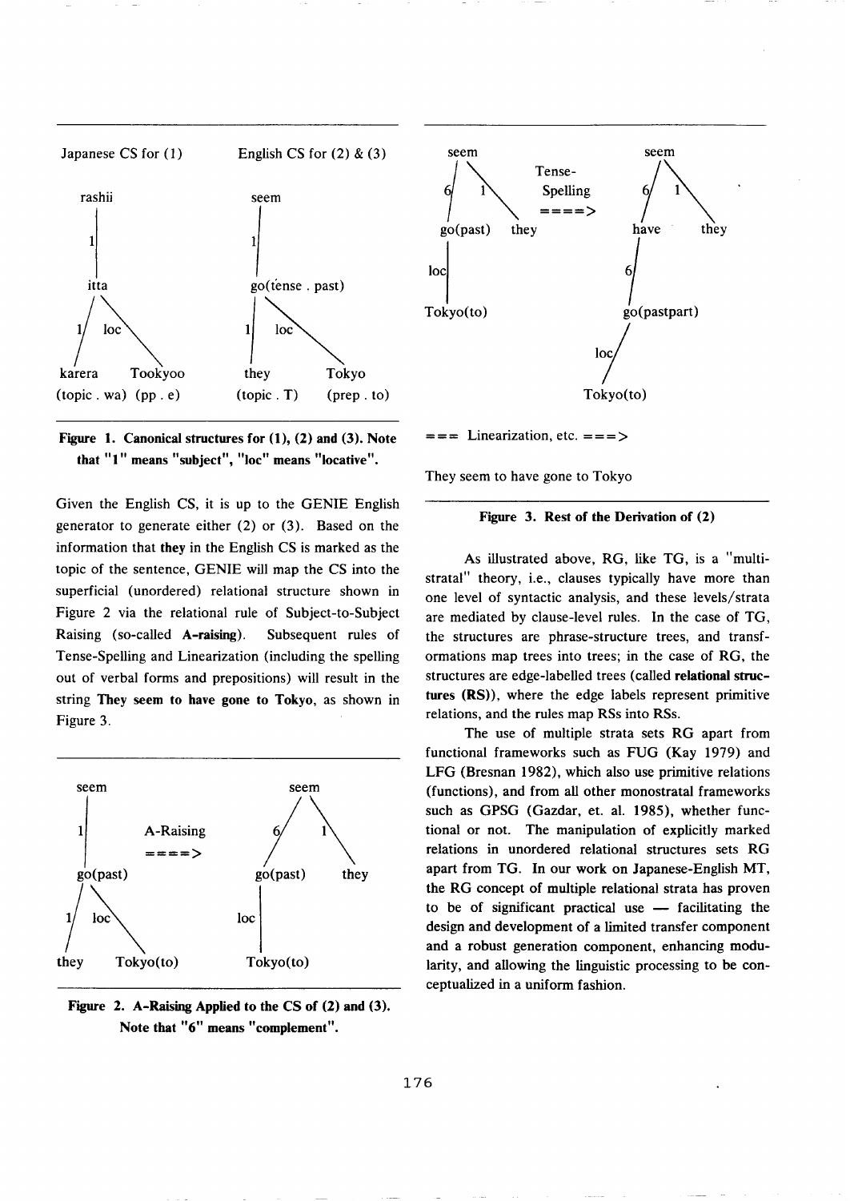```
Japanese CS for (1)            English CS for (2) & (3)

   rashii                         seem
     |                              |
     1                              1
     |                              |
   itta                        go(tense . past)
   /   \                         /      \
  1     loc                     1        loc
 /        \                    /           \
karera    Tookyoo            they          Tokyo
(topic . wa) (pp . e)      (topic . T)   (prep . to)
```

**Figure 1. Canonical structures for (1), (2) and (3). Note that "1" means "subject", "loc" means "locative".**

Given the English CS, it is up to the GENIE English generator to generate either (2) or (3). Based on the information that **they** in the English CS is marked as the topic of the sentence, GENIE will map the CS into the superficial (unordered) relational structure shown in Figure 2 via the relational rule of Subject-to-Subject Raising (so-called **A-raising**). Subsequent rules of Tense-Spelling and Linearization (including the spelling out of verbal forms and prepositions) will result in the string **They seem to have gone to Tokyo**, as shown in Figure 3.

```
   seem                               seem
     |                               /    \
     1          A-Raising           6      1
     |          ====>              /        \
  go(past)                      go(past)    they
   /    \                          |
  1      loc                      loc
 /         \                       |
they     Tokyo(to)             Tokyo(to)
```

**Figure 2. A-Raising Applied to the CS of (2) and (3). Note that "6" means "complement".**

```
      seem                               seem
     /    \        Tense-               /    \
    6      1       Spelling            6      1
   /        \      ====>              /        \
go(past)    they                    have       they
   |                                  |
  loc                                 6
   |                                  |
Tokyo(to)                        go(pastpart)
                                      |
                                     loc
                                      |
                                  Tokyo(to)

=== Linearization, etc. ===>

They seem to have gone to Tokyo
```

**Figure 3. Rest of the Derivation of (2)**

As illustrated above, RG, like TG, is a "multi-stratal" theory, i.e., clauses typically have more than one level of syntactic analysis, and these levels/strata are mediated by clause-level rules. In the case of TG, the structures are phrase-structure trees, and transformations map trees into trees; in the case of RG, the structures are edge-labelled trees (called **relational structures (RS)**), where the edge labels represent primitive relations, and the rules map RSs into RSs.

The use of multiple strata sets RG apart from functional frameworks such as FUG (Kay 1979) and LFG (Bresnan 1982), which also use primitive relations (functions), and from all other monostratal frameworks such as GPSG (Gazdar, et. al. 1985), whether functional or not. The manipulation of explicitly marked relations in unordered relational structures sets RG apart from TG. In our work on Japanese-English MT, the RG concept of multiple relational strata has proven to be of significant practical use — facilitating the design and development of a limited transfer component and a robust generation component, enhancing modularity, and allowing the linguistic processing to be conceptualized in a uniform fashion.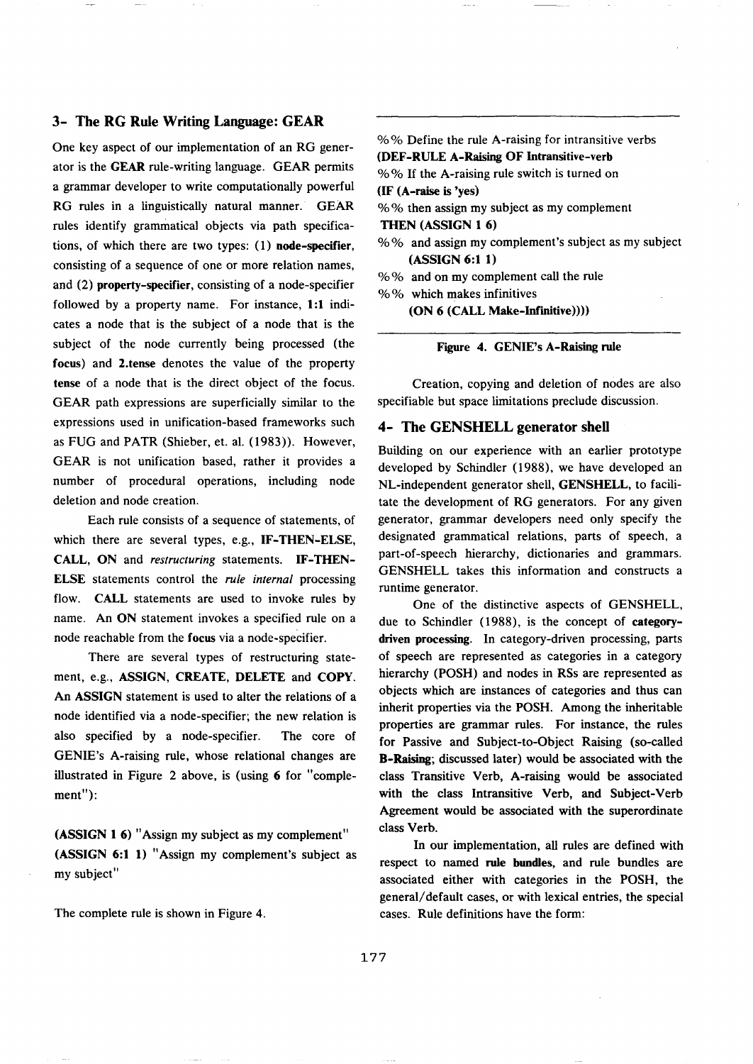## 3- The RG Rule Writing Language: GEAR

One key aspect of our implementation of an RG generator is the **GEAR** rule-writing language. GEAR permits a grammar developer to write computationally powerful RG rules in a linguistically natural manner. GEAR rules identify grammatical objects via path specifications, of which there are two types: (1) **node-specifier**, consisting of a sequence of one or more relation names, and (2) **property-specifier**, consisting of a node-specifier followed by a property name. For instance, **1:1** indicates a node that is the subject of a node that is the subject of the node currently being processed (the **focus**) and **2.tense** denotes the value of the property **tense** of a node that is the direct object of the focus. GEAR path expressions are superficially similar to the expressions used in unification-based frameworks such as FUG and PATR (Shieber, et. al. (1983)). However, GEAR is not unification based, rather it provides a number of procedural operations, including node deletion and node creation.

Each rule consists of a sequence of statements, of which there are several types, e.g., **IF-THEN-ELSE**, **CALL**, **ON** and *restructuring* statements. **IF-THEN-ELSE** statements control the *rule internal* processing flow. **CALL** statements are used to invoke rules by name. An **ON** statement invokes a specified rule on a node reachable from the **focus** via a node-specifier.

There are several types of restructuring statement, e.g., **ASSIGN**, **CREATE**, **DELETE** and **COPY**. An **ASSIGN** statement is used to alter the relations of a node identified via a node-specifier; the new relation is also specified by a node-specifier. The core of GENIE's A-raising rule, whose relational changes are illustrated in Figure 2 above, is (using **6** for "complement"):

**(ASSIGN 1 6)** "Assign my subject as my complement"
**(ASSIGN 6:1 1)** "Assign my complement's subject as my subject"

The complete rule is shown in Figure 4.

```
%% Define the rule A-raising for intransitive verbs
(DEF-RULE A-Raising OF Intransitive-verb
%% If the A-raising rule switch is turned on
(IF (A-raise is 'yes)
%% then assign my subject as my complement
THEN (ASSIGN 1 6)
%% and assign my complement's subject as my subject
     (ASSIGN 6:1 1)
%% and on my complement call the rule
%% which makes infinitives
     (ON 6 (CALL Make-Infinitive))))
```

**Figure 4. GENIE's A-Raising rule**

Creation, copying and deletion of nodes are also specifiable but space limitations preclude discussion.

## 4- The GENSHELL generator shell

Building on our experience with an earlier prototype developed by Schindler (1988), we have developed an NL-independent generator shell, **GENSHELL**, to facilitate the development of RG generators. For any given generator, grammar developers need only specify the designated grammatical relations, parts of speech, a part-of-speech hierarchy, dictionaries and grammars. GENSHELL takes this information and constructs a runtime generator.

One of the distinctive aspects of GENSHELL, due to Schindler (1988), is the concept of **category-driven processing**. In category-driven processing, parts of speech are represented as categories in a category hierarchy (POSH) and nodes in RSs are represented as objects which are instances of categories and thus can inherit properties via the POSH. Among the inheritable properties are grammar rules. For instance, the rules for Passive and Subject-to-Object Raising (so-called **B-Raising**; discussed later) would be associated with the class Transitive Verb, A-raising would be associated with the class Intransitive Verb, and Subject-Verb Agreement would be associated with the superordinate class Verb.

In our implementation, all rules are defined with respect to named **rule bundles**, and rule bundles are associated either with categories in the POSH, the general/default cases, or with lexical entries, the special cases. Rule definitions have the form: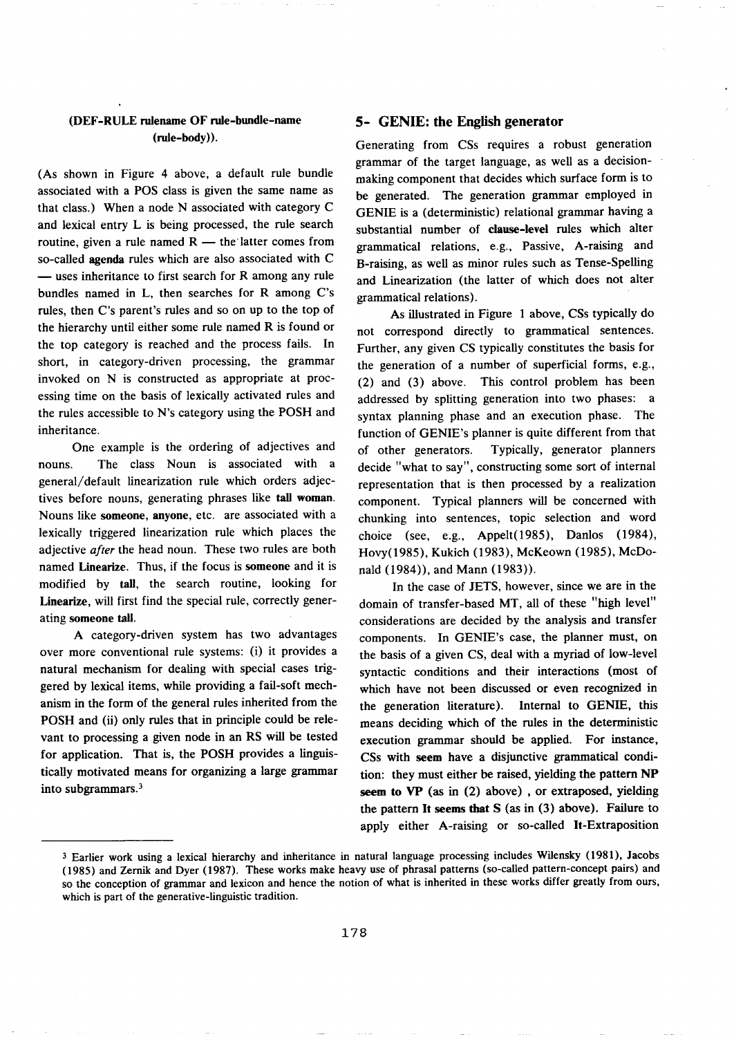**(DEF-RULE rulename OF rule-bundle-name (rule-body)).**

(As shown in Figure 4 above, a default rule bundle associated with a POS class is given the same name as that class.) When a node N associated with category C and lexical entry L is being processed, the rule search routine, given a rule named R — the latter comes from so-called **agenda** rules which are also associated with C — uses inheritance to first search for R among any rule bundles named in L, then searches for R among C's rules, then C's parent's rules and so on up to the top of the hierarchy until either some rule named R is found or the top category is reached and the process fails. In short, in category-driven processing, the grammar invoked on N is constructed as appropriate at processing time on the basis of lexically activated rules and the rules accessible to N's category using the POSH and inheritance.

One example is the ordering of adjectives and nouns. The class Noun is associated with a general/default linearization rule which orders adjectives before nouns, generating phrases like **tall woman**. Nouns like **someone**, **anyone**, etc. are associated with a lexically triggered linearization rule which places the adjective *after* the head noun. These two rules are both named **Linearize**. Thus, if the focus is **someone** and it is modified by **tall**, the search routine, looking for **Linearize**, will first find the special rule, correctly generating **someone tall**.

A category-driven system has two advantages over more conventional rule systems: (i) it provides a natural mechanism for dealing with special cases triggered by lexical items, while providing a fail-soft mechanism in the form of the general rules inherited from the POSH and (ii) only rules that in principle could be relevant to processing a given node in an RS will be tested for application. That is, the POSH provides a linguistically motivated means for organizing a large grammar into subgrammars.[3]

## 5- GENIE: the English generator

Generating from CSs requires a robust generation grammar of the target language, as well as a decision-making component that decides which surface form is to be generated. The generation grammar employed in GENIE is a (deterministic) relational grammar having a substantial number of **clause-level** rules which alter grammatical relations, e.g., Passive, A-raising and B-raising, as well as minor rules such as Tense-Spelling and Linearization (the latter of which does not alter grammatical relations).

As illustrated in Figure 1 above, CSs typically do not correspond directly to grammatical sentences. Further, any given CS typically constitutes the basis for the generation of a number of superficial forms, e.g., (2) and (3) above. This control problem has been addressed by splitting generation into two phases: a syntax planning phase and an execution phase. The function of GENIE's planner is quite different from that of other generators. Typically, generator planners decide "what to say", constructing some sort of internal representation that is then processed by a realization component. Typical planners will be concerned with chunking into sentences, topic selection and word choice (see, e.g., Appelt(1985), Danlos (1984), Hovy(1985), Kukich (1983), McKeown (1985), McDonald (1984)), and Mann (1983)).

In the case of JETS, however, since we are in the domain of transfer-based MT, all of these "high level" considerations are decided by the analysis and transfer components. In GENIE's case, the planner must, on the basis of a given CS, deal with a myriad of low-level syntactic conditions and their interactions (most of which have not been discussed or even recognized in the generation literature). Internal to GENIE, this means deciding which of the rules in the deterministic execution grammar should be applied. For instance, CSs with **seem** have a disjunctive grammatical condition: they must either be raised, yielding the pattern **NP seem to VP** (as in (2) above) , or extraposed, yielding the pattern **It seems that S** (as in (3) above). Failure to apply either A-raising or so-called **It-Extraposition**

---

[3] Earlier work using a lexical hierarchy and inheritance in natural language processing includes Wilensky (1981), Jacobs (1985) and Zernik and Dyer (1987). These works make heavy use of phrasal patterns (so-called pattern-concept pairs) and so the conception of grammar and lexicon and hence the notion of what is inherited in these works differ greatly from ours, which is part of the generative-linguistic tradition.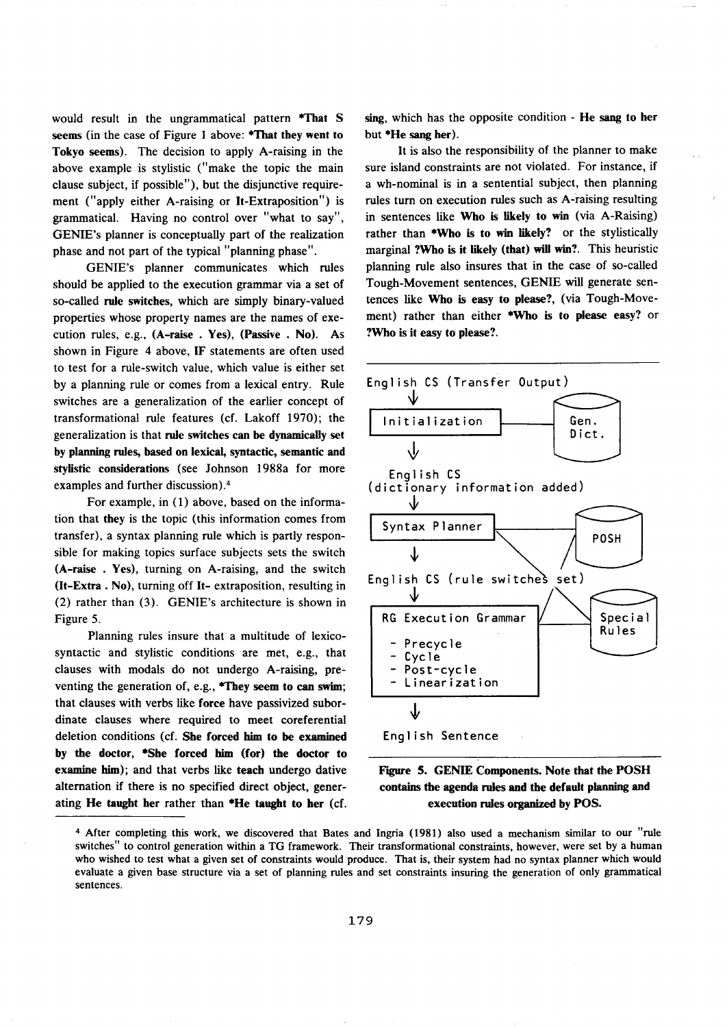would result in the ungrammatical pattern ***That S seems** (in the case of Figure 1 above: ***That they went to Tokyo seems**). The decision to apply A-raising in the above example is stylistic ("make the topic the main clause subject, if possible"), but the disjunctive requirement ("apply either A-raising or It-Extraposition") is grammatical. Having no control over "what to say", GENIE's planner is conceptually part of the realization phase and not part of the typical "planning phase".

GENIE's planner communicates which rules should be applied to the execution grammar via a set of so-called **rule switches**, which are simply binary-valued properties whose property names are the names of execution rules, e.g., **(A-raise . Yes)**, **(Passive . No)**. As shown in Figure 4 above, **IF** statements are often used to test for a rule-switch value, which value is either set by a planning rule or comes from a lexical entry. Rule switches are a generalization of the earlier concept of transformational rule features (cf. Lakoff 1970); the generalization is that **rule switches can be dynamically set by planning rules, based on lexical, syntactic, semantic and stylistic considerations** (see Johnson 1988a for more examples and further discussion).[4]

For example, in (1) above, based on the information that **they** is the topic (this information comes from transfer), a syntax planning rule which is partly responsible for making topics surface subjects sets the switch **(A-raise . Yes)**, turning on A-raising, and the switch **(It-Extra . No)**, turning off **It-** extraposition, resulting in (2) rather than (3). GENIE's architecture is shown in Figure 5.

Planning rules insure that a multitude of lexico-syntactic and stylistic conditions are met, e.g., that clauses with modals do not undergo A-raising, preventing the generation of, e.g., ***They seem to can swim**; that clauses with verbs like **force** have passivized subordinate clauses where required to meet coreferential deletion conditions (cf. **She forced him to be examined by the doctor**, ***She forced him (for) the doctor to examine him**); and that verbs like **teach** undergo dative alternation if there is no specified direct object, generating **He taught her** rather than ***He taught to her** (cf. **sing**, which has the opposite condition - **He sang to her** but ***He sang her**).

It is also the responsibility of the planner to make sure island constraints are not violated. For instance, if a wh-nominal is in a sentential subject, then planning rules turn on execution rules such as A-raising resulting in sentences like **Who is likely to win** (via A-Raising) rather than ***Who is to win likely?** or the stylistically marginal **?Who is it likely (that) will win?**. This heuristic planning rule also insures that in the case of so-called Tough-Movement sentences, GENIE will generate sentences like **Who is easy to please?**, (via Tough-Movement) rather than either ***Who is to please easy?** or **?Who is it easy to please?**.

English CS (Transfer Output) → Initialization [Gen. Dict.] → English CS (dictionary information added) → Syntax Planner [POSH] → English CS (rule switches set) → RG Execution Grammar [Special Rules]
- Precycle
- Cycle
- Post-cycle
- Linearization

→ English Sentence

**Figure 5. GENIE Components. Note that the POSH contains the agenda rules and the default planning and execution rules organized by POS.**

[4] After completing this work, we discovered that Bates and Ingria (1981) also used a mechanism similar to our "rule switches" to control generation within a TG framework. Their transformational constraints, however, were set by a human who wished to test what a given set of constraints would produce. That is, their system had no syntax planner which would evaluate a given base structure via a set of planning rules and set constraints insuring the generation of only grammatical sentences.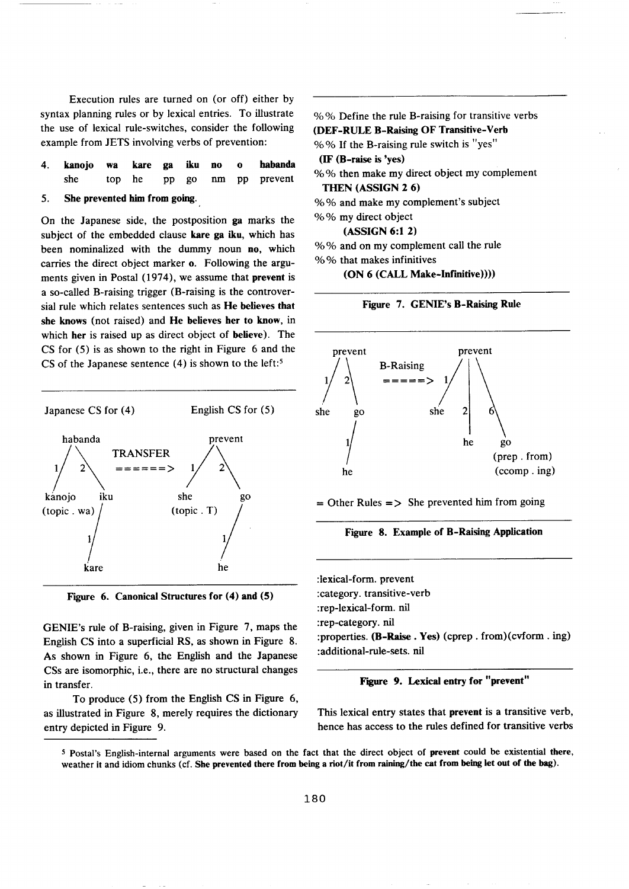Execution rules are turned on (or off) either by syntax planning rules or by lexical entries. To illustrate the use of lexical rule-switches, consider the following example from JETS involving verbs of prevention:

4. **kanojo wa kare ga iku no o habanda**
   she top he pp go nm pp prevent

5. **She prevented him from going.**

On the Japanese side, the postposition **ga** marks the subject of the embedded clause **kare ga iku**, which has been nominalized with the dummy noun **no**, which carries the direct object marker **o**. Following the arguments given in Postal (1974), we assume that **prevent** is a so-called B-raising trigger (B-raising is the controversial rule which relates sentences such as **He believes that she knows** (not raised) and **He believes her to know**, in which **her** is raised up as direct object of **believe**). The CS for (5) is as shown to the right in Figure 6 and the CS of the Japanese sentence (4) is shown to the left:[5]

```
Japanese CS for (4)                 English CS for (5)

     habanda                             prevent
     /     \         TRANSFER            /     \
    1       2        ======>            1       2
   /         \                         /         \
kanojo       iku                     she          go
(topic . wa)  /                   (topic . T)     /
             1                                   1
            /                                   /
          kare                                 he
```

**Figure 6. Canonical Structures for (4) and (5)**

GENIE's rule of B-raising, given in Figure 7, maps the English CS into a superficial RS, as shown in Figure 8. As shown in Figure 6, the English and the Japanese CSs are isomorphic, i.e., there are no structural changes in transfer.

To produce (5) from the English CS in Figure 6, as illustrated in Figure 8, merely requires the dictionary entry depicted in Figure 9.

```
%% Define the rule B-raising for transitive verbs
(DEF-RULE B-Raising OF Transitive-Verb
%% If the B-raising rule switch is "yes"
 (IF (B-raise is 'yes)
%% then make my direct object my complement
   THEN (ASSIGN 2 6)
%% and make my complement's subject
%% my direct object
      (ASSIGN 6:1 2)
%% and on my complement call the rule
%% that makes infinitives
      (ON 6 (CALL Make-Infinitive))))
```

**Figure 7. GENIE's B-Raising Rule**

```
    prevent                      prevent
    /    \       B-Raising       /  |  \
   1      2      =====>         1   |   6
  /        \                   /    2    \
she        go                she    |     go
           /                        he    (prep . from)
          1                               (ccomp . ing)
         /
       he

= Other Rules => She prevented him from going
```

**Figure 8. Example of B-Raising Application**

```
:lexical-form. prevent
:category. transitive-verb
:rep-lexical-form. nil
:rep-category. nil
:properties. (B-Raise . Yes) (cprep . from)(cvform . ing)
:additional-rule-sets. nil
```

**Figure 9. Lexical entry for "prevent"**

This lexical entry states that **prevent** is a transitive verb, hence has access to the rules defined for transitive verbs

[5] Postal's English-internal arguments were based on the fact that the direct object of **prevent** could be existential **there**, weather it and idiom chunks (cf. **She prevented there from being a riot/it from raining/the cat from being let out of the bag**).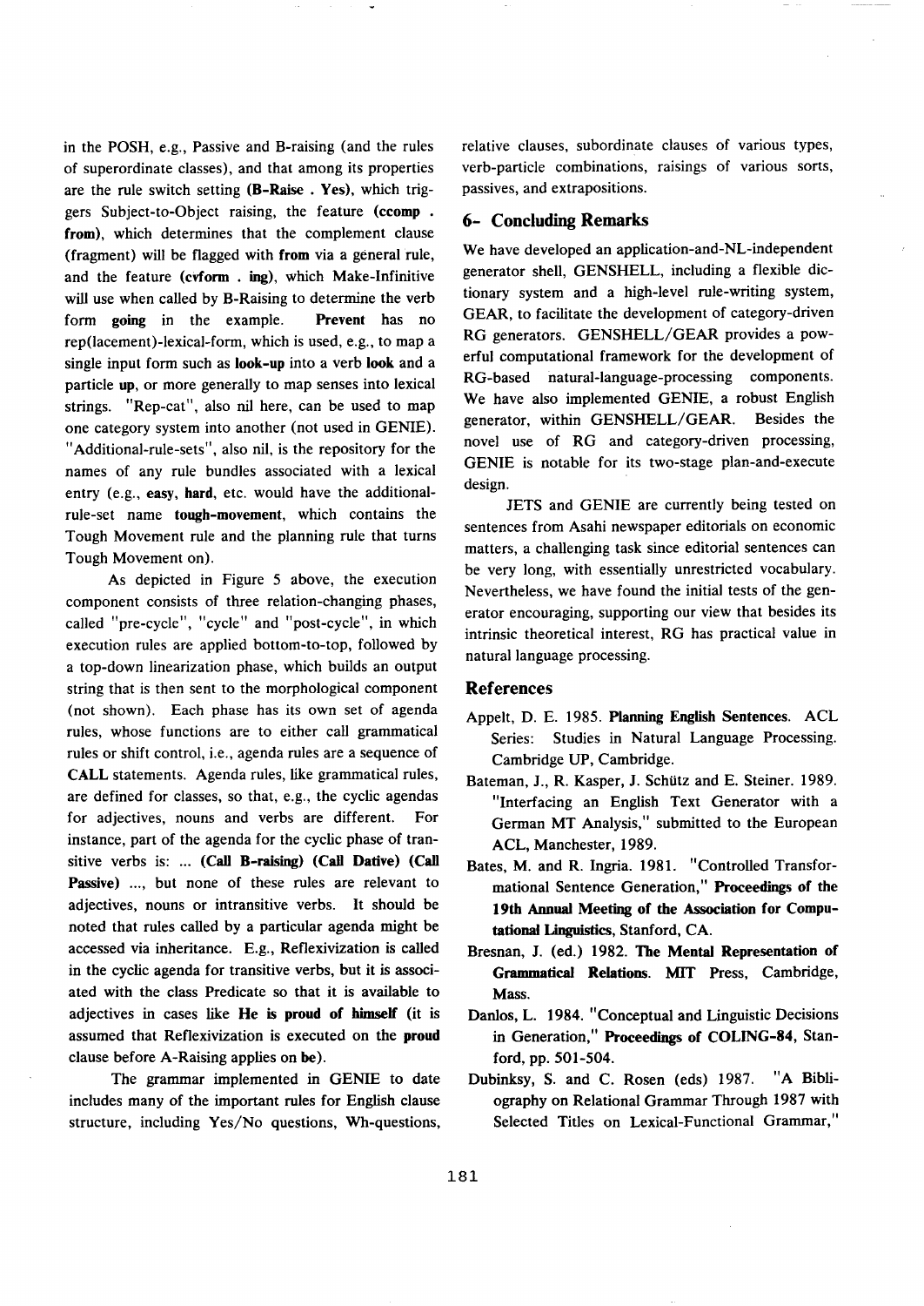in the POSH, e.g., Passive and B-raising (and the rules of superordinate classes), and that among its properties are the rule switch setting **(B-Raise . Yes)**, which triggers Subject-to-Object raising, the feature **(ccomp . from)**, which determines that the complement clause (fragment) will be flagged with **from** via a general rule, and the feature **(cvform . ing)**, which Make-Infinitive will use when called by B-Raising to determine the verb form **going** in the example. **Prevent** has no rep(lacement)-lexical-form, which is used, e.g., to map a single input form such as **look-up** into a verb **look** and a particle **up**, or more generally to map senses into lexical strings. "Rep-cat", also nil here, can be used to map one category system into another (not used in GENIE). "Additional-rule-sets", also nil, is the repository for the names of any rule bundles associated with a lexical entry (e.g., **easy**, **hard**, etc. would have the additional-rule-set name **tough-movement**, which contains the Tough Movement rule and the planning rule that turns Tough Movement on).

As depicted in Figure 5 above, the execution component consists of three relation-changing phases, called "pre-cycle", "cycle" and "post-cycle", in which execution rules are applied bottom-to-top, followed by a top-down linearization phase, which builds an output string that is then sent to the morphological component (not shown). Each phase has its own set of agenda rules, whose functions are to either call grammatical rules or shift control, i.e., agenda rules are a sequence of **CALL** statements. Agenda rules, like grammatical rules, are defined for classes, so that, e.g., the cyclic agendas for adjectives, nouns and verbs are different. For instance, part of the agenda for the cyclic phase of transitive verbs is: ... **(Call B-raising) (Call Dative) (Call Passive)** ..., but none of these rules are relevant to adjectives, nouns or intransitive verbs. It should be noted that rules called by a particular agenda might be accessed via inheritance. E.g., Reflexivization is called in the cyclic agenda for transitive verbs, but it is associated with the class Predicate so that it is available to adjectives in cases like **He is proud of himself** (it is assumed that Reflexivization is executed on the **proud** clause before A-Raising applies on **be**).

The grammar implemented in GENIE to date includes many of the important rules for English clause structure, including Yes/No questions, Wh-questions, relative clauses, subordinate clauses of various types, verb-particle combinations, raisings of various sorts, passives, and extrapositions.

## 6- Concluding Remarks

We have developed an application-and-NL-independent generator shell, GENSHELL, including a flexible dictionary system and a high-level rule-writing system, GEAR, to facilitate the development of category-driven RG generators. GENSHELL/GEAR provides a powerful computational framework for the development of RG-based natural-language-processing components. We have also implemented GENIE, a robust English generator, within GENSHELL/GEAR. Besides the novel use of RG and category-driven processing, GENIE is notable for its two-stage plan-and-execute design.

JETS and GENIE are currently being tested on sentences from Asahi newspaper editorials on economic matters, a challenging task since editorial sentences can be very long, with essentially unrestricted vocabulary. Nevertheless, we have found the initial tests of the generator encouraging, supporting our view that besides its intrinsic theoretical interest, RG has practical value in natural language processing.

## References

Appelt, D. E. 1985. **Planning English Sentences**. ACL Series: Studies in Natural Language Processing. Cambridge UP, Cambridge.

Bateman, J., R. Kasper, J. Schütz and E. Steiner. 1989. "Interfacing an English Text Generator with a German MT Analysis," submitted to the European ACL, Manchester, 1989.

Bates, M. and R. Ingria. 1981. "Controlled Transformational Sentence Generation," **Proceedings of the 19th Annual Meeting of the Association for Computational Linguistics**, Stanford, CA.

Bresnan, J. (ed.) 1982. **The Mental Representation of Grammatical Relations**. MIT Press, Cambridge, Mass.

Danlos, L. 1984. "Conceptual and Linguistic Decisions in Generation," **Proceedings of COLING-84**, Stanford, pp. 501-504.

Dubinksy, S. and C. Rosen (eds) 1987. "A Bibliography on Relational Grammar Through 1987 with Selected Titles on Lexical-Functional Grammar,"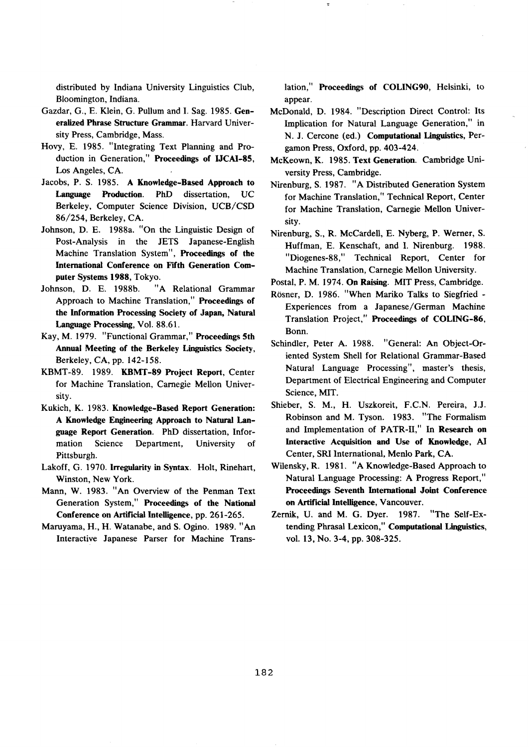distributed by Indiana University Linguistics Club, Bloomington, Indiana.

Gazdar, G., E. Klein, G. Pullum and I. Sag. 1985. **Generalized Phrase Structure Grammar**. Harvard University Press, Cambridge, Mass.

Hovy, E. 1985. "Integrating Text Planning and Production in Generation," **Proceedings of IJCAI-85**, Los Angeles, CA.

Jacobs, P. S. 1985. **A Knowledge-Based Approach to Language Production**. PhD dissertation, UC Berkeley, Computer Science Division, UCB/CSD 86/254, Berkeley, CA.

Johnson, D. E. 1988a. "On the Linguistic Design of Post-Analysis in the JETS Japanese-English Machine Translation System", **Proceedings of the International Conference on Fifth Generation Computer Systems 1988**, Tokyo.

Johnson, D. E. 1988b. "A Relational Grammar Approach to Machine Translation," **Proceedings of the Information Processing Society of Japan, Natural Language Processing**, Vol. 88.61.

Kay, M. 1979. "Functional Grammar," **Proceedings 5th Annual Meeting of the Berkeley Linguistics Society**, Berkeley, CA, pp. 142-158.

KBMT-89. 1989. **KBMT-89 Project Report**, Center for Machine Translation, Carnegie Mellon University.

Kukich, K. 1983. **Knowledge-Based Report Generation: A Knowledge Engineering Approach to Natural Language Report Generation**. PhD dissertation, Information Science Department, University of Pittsburgh.

Lakoff, G. 1970. **Irregularity in Syntax**. Holt, Rinehart, Winston, New York.

Mann, W. 1983. "An Overview of the Penman Text Generation System," **Proceedings of the National Conference on Artificial Intelligence**, pp. 261-265.

Maruyama, H., H. Watanabe, and S. Ogino. 1989. "An Interactive Japanese Parser for Machine Translation," **Proceedings of COLING90**, Helsinki, to appear.

McDonald, D. 1984. "Description Direct Control: Its Implication for Natural Language Generation," in N. J. Cercone (ed.) **Computational Linguistics**, Pergamon Press, Oxford, pp. 403-424.

McKeown, K. 1985. **Text Generation**. Cambridge University Press, Cambridge.

Nirenburg, S. 1987. "A Distributed Generation System for Machine Translation," Technical Report, Center for Machine Translation, Carnegie Mellon University.

Nirenburg, S., R. McCardell, E. Nyberg, P. Werner, S. Huffman, E. Kenschaft, and I. Nirenburg. 1988. "Diogenes-88," Technical Report, Center for Machine Translation, Carnegie Mellon University.

Postal, P. M. 1974. **On Raising**. MIT Press, Cambridge.

Rösner, D. 1986. "When Mariko Talks to Siegfried - Experiences from a Japanese/German Machine Translation Project," **Proceedings of COLING-86**, Bonn.

Schindler, Peter A. 1988. "General: An Object-Oriented System Shell for Relational Grammar-Based Natural Language Processing", master's thesis, Department of Electrical Engineering and Computer Science, MIT.

Shieber, S. M., H. Uszkoreit, F.C.N. Pereira, J.J. Robinson and M. Tyson. 1983. "The Formalism and Implementation of PATR-II," In **Research on Interactive Acquisition and Use of Knowledge**, AI Center, SRI International, Menlo Park, CA.

Wilensky, R. 1981. "A Knowledge-Based Approach to Natural Language Processing: A Progress Report," **Proceedings Seventh International Joint Conference on Artificial Intelligence**, Vancouver.

Zernik, U. and M. G. Dyer. 1987. "The Self-Extending Phrasal Lexicon," **Computational Linguistics**, vol. 13, No. 3-4, pp. 308-325.